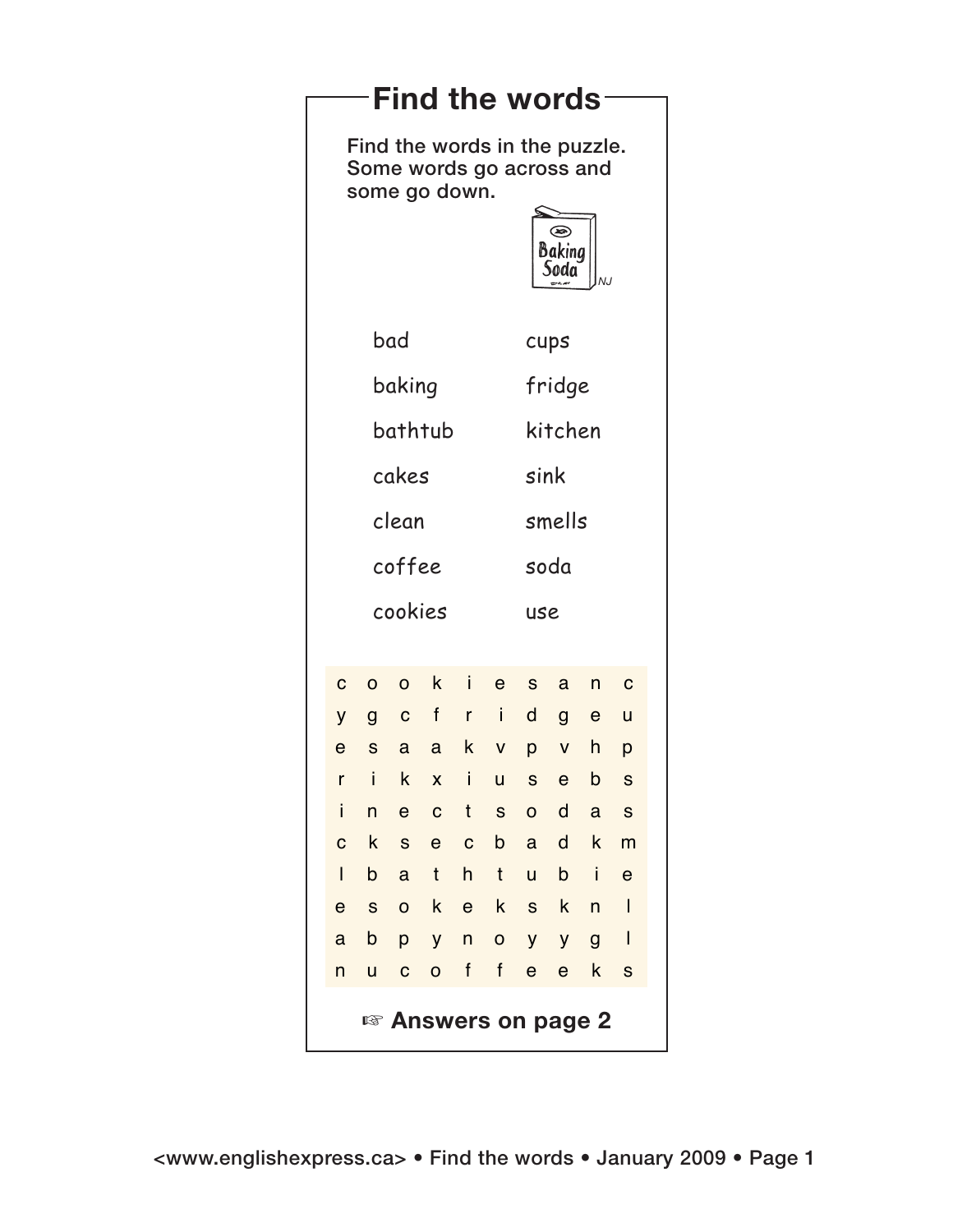# Find the words

Find the words in the puzzle. Some words go across and some go down.

| | |
|---|---|
| bad | cups |
| baking | fridge |
| bathtub | kitchen |
| cakes | sink |
| clean | smells |
| coffee | soda |
| cookies | use |

| | | | | | | | | | |
|---|---|---|---|---|---|---|---|---|---|
| c | o | o | k | i | e | s | a | n | c |
| y | g | c | f | r | i | d | g | e | u |
| e | s | a | a | k | v | p | v | h | p |
| r | i | k | x | i | u | s | e | b | s |
| i | n | e | c | t | s | o | d | a | s |
| c | k | s | e | c | b | a | d | k | m |
| l | b | a | t | h | t | u | b | i | e |
| e | s | o | k | e | k | s | k | n | l |
| a | b | p | y | n | o | y | y | g | l |
| n | u | c | o | f | f | e | e | k | s |

☞ **Answers on page 2**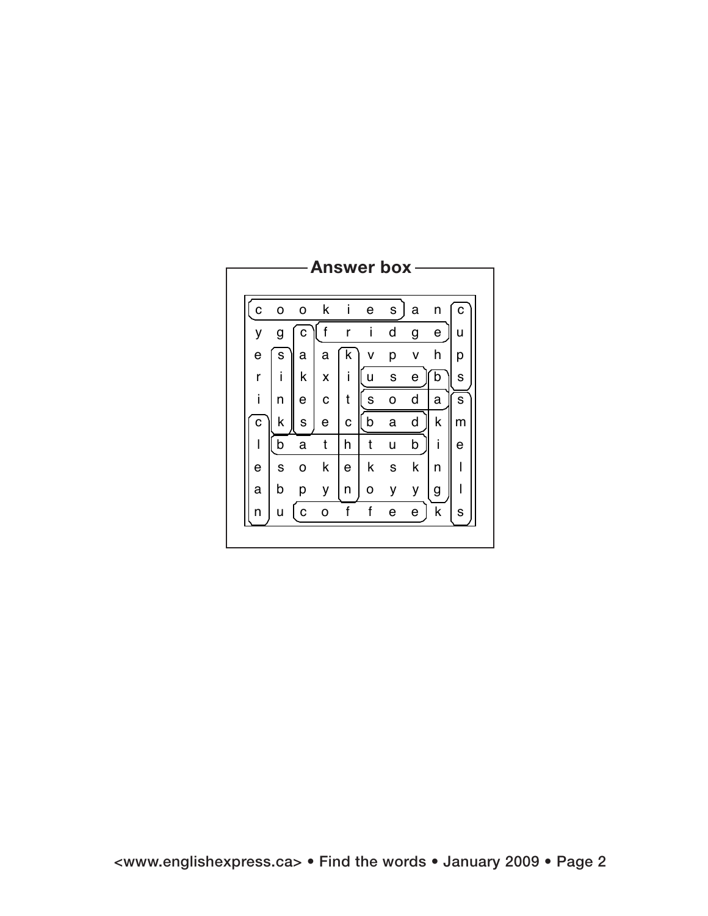## Answer box

| | | | | | | | | | |
|---|---|---|---|---|---|---|---|---|---|
| c | o | o | k | i | e | s | a | n | c |
| y | g | c | f | r | i | d | g | e | u |
| e | s | a | a | k | v | p | v | h | p |
| r | i | k | x | i | u | s | e | b | s |
| i | n | e | c | t | s | o | d | a | s |
| c | k | s | e | c | b | a | d | k | m |
| l | b | a | t | h | t | u | b | i | e |
| e | s | o | k | e | k | s | k | n | l |
| a | b | p | y | n | o | y | y | g | l |
| n | u | c | o | f | f | e | e | k | s |